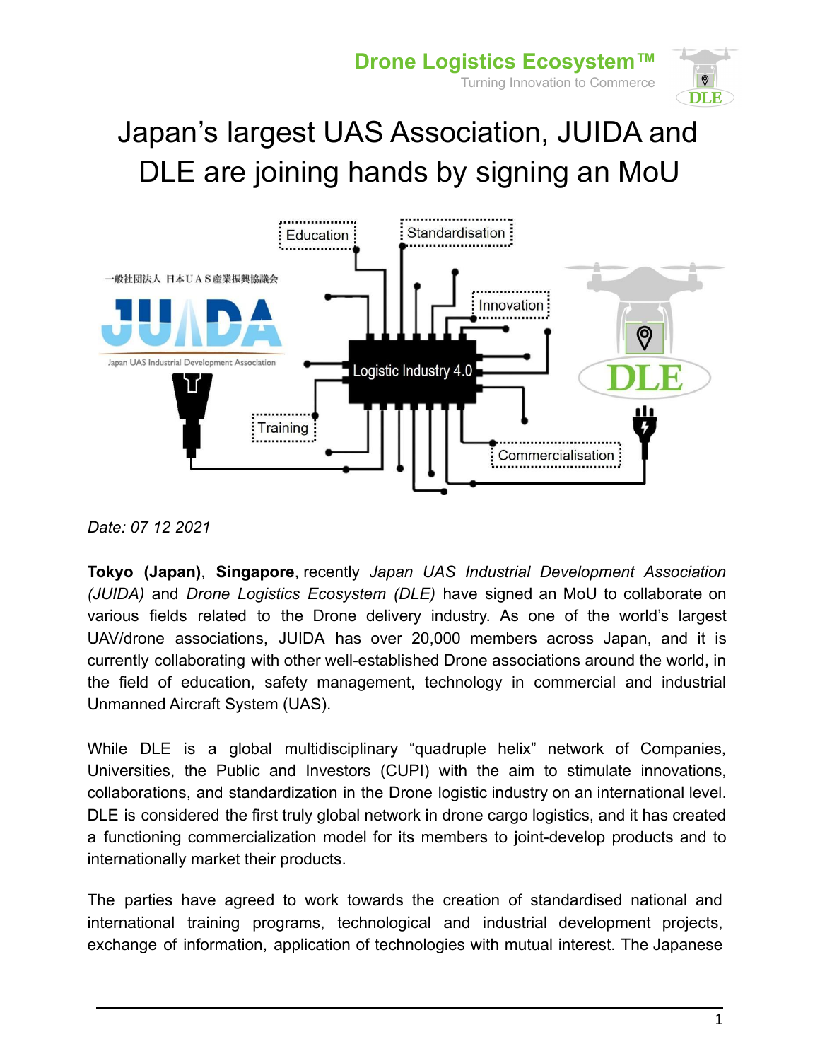# Japan's largest UAS Association, JUIDA and DLE are joining hands by signing an MoU

*Date: 07 12 2021*

**Tokyo (Japan)**, **Singapore**, recently *Japan UAS Industrial Development Association (JUIDA)* and *Drone Logistics Ecosystem (DLE)* have signed an MoU to collaborate on various fields related to the Drone delivery industry. As one of the world's largest UAV/drone associations, JUIDA has over 20,000 members across Japan, and it is currently collaborating with other well-established Drone associations around the world, in the field of education, safety management, technology in commercial and industrial Unmanned Aircraft System (UAS).

While DLE is a global multidisciplinary "quadruple helix" network of Companies, Universities, the Public and Investors (CUPI) with the aim to stimulate innovations, collaborations, and standardization in the Drone logistic industry on an international level. DLE is considered the first truly global network in drone cargo logistics, and it has created a functioning commercialization model for its members to joint-develop products and to internationally market their products.

The parties have agreed to work towards the creation of standardised national and international training programs, technological and industrial development projects, exchange of information, application of technologies with mutual interest. The Japanese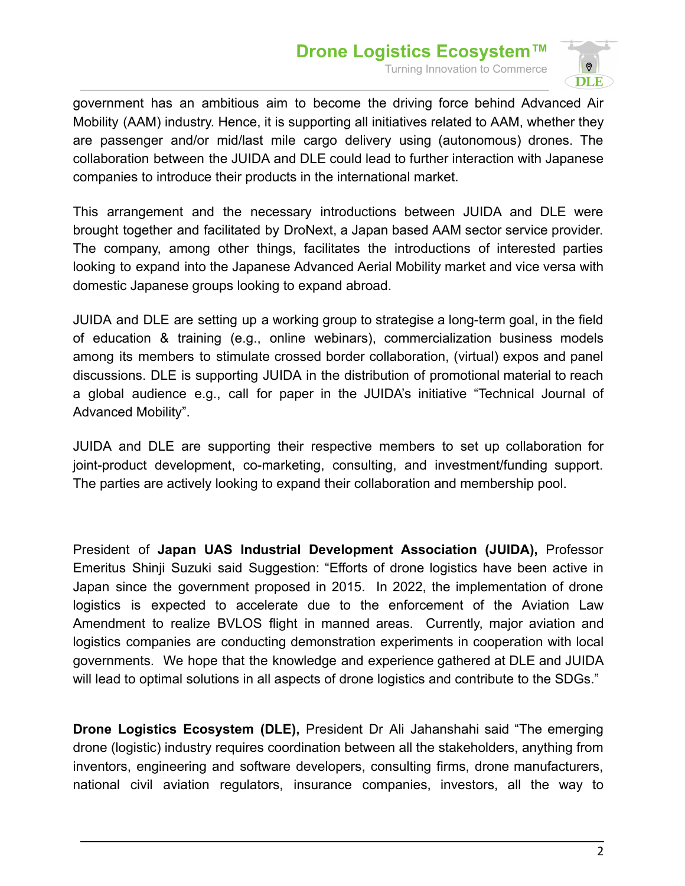government has an ambitious aim to become the driving force behind Advanced Air Mobility (AAM) industry. Hence, it is supporting all initiatives related to AAM, whether they are passenger and/or mid/last mile cargo delivery using (autonomous) drones. The collaboration between the JUIDA and DLE could lead to further interaction with Japanese companies to introduce their products in the international market.

This arrangement and the necessary introductions between JUIDA and DLE were brought together and facilitated by DroNext, a Japan based AAM sector service provider. The company, among other things, facilitates the introductions of interested parties looking to expand into the Japanese Advanced Aerial Mobility market and vice versa with domestic Japanese groups looking to expand abroad.

JUIDA and DLE are setting up a working group to strategise a long-term goal, in the field of education & training (e.g., online webinars), commercialization business models among its members to stimulate crossed border collaboration, (virtual) expos and panel discussions. DLE is supporting JUIDA in the distribution of promotional material to reach a global audience e.g., call for paper in the JUIDA's initiative "Technical Journal of Advanced Mobility".

JUIDA and DLE are supporting their respective members to set up collaboration for joint-product development, co-marketing, consulting, and investment/funding support. The parties are actively looking to expand their collaboration and membership pool.

President of **Japan UAS Industrial Development Association (JUIDA),** Professor Emeritus Shinji Suzuki said Suggestion: "Efforts of drone logistics have been active in Japan since the government proposed in 2015. In 2022, the implementation of drone logistics is expected to accelerate due to the enforcement of the Aviation Law Amendment to realize BVLOS flight in manned areas. Currently, major aviation and logistics companies are conducting demonstration experiments in cooperation with local governments. We hope that the knowledge and experience gathered at DLE and JUIDA will lead to optimal solutions in all aspects of drone logistics and contribute to the SDGs."

**Drone Logistics Ecosystem (DLE),** President Dr Ali Jahanshahi said "The emerging drone (logistic) industry requires coordination between all the stakeholders, anything from inventors, engineering and software developers, consulting firms, drone manufacturers, national civil aviation regulators, insurance companies, investors, all the way to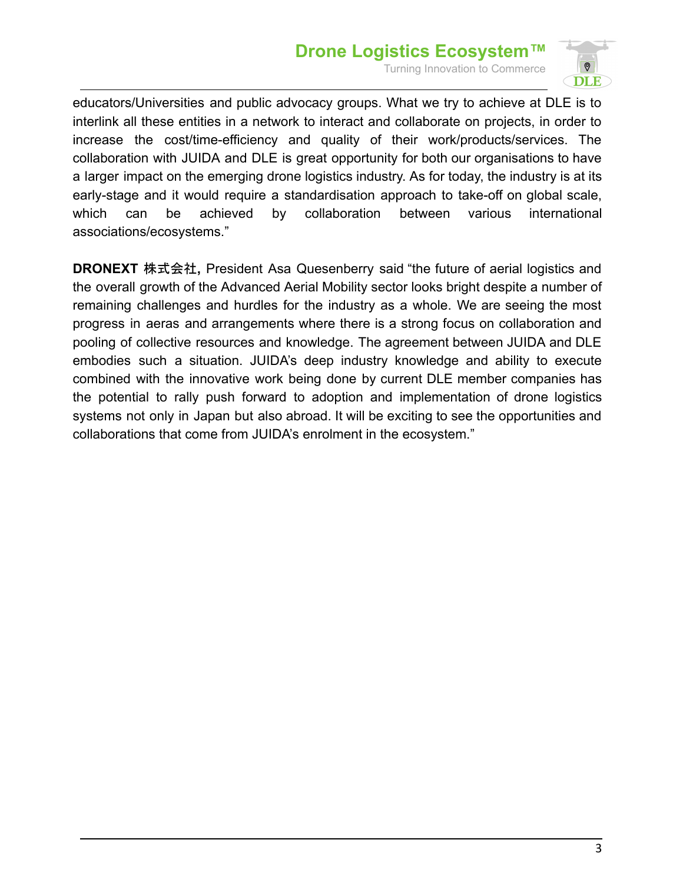educators/Universities and public advocacy groups. What we try to achieve at DLE is to interlink all these entities in a network to interact and collaborate on projects, in order to increase the cost/time-efficiency and quality of their work/products/services. The collaboration with JUIDA and DLE is great opportunity for both our organisations to have a larger impact on the emerging drone logistics industry. As for today, the industry is at its early-stage and it would require a standardisation approach to take-off on global scale, which can be achieved by collaboration between various international associations/ecosystems."

**DRONEXT 株式会社,** President Asa Quesenberry said "the future of aerial logistics and the overall growth of the Advanced Aerial Mobility sector looks bright despite a number of remaining challenges and hurdles for the industry as a whole. We are seeing the most progress in aeras and arrangements where there is a strong focus on collaboration and pooling of collective resources and knowledge. The agreement between JUIDA and DLE embodies such a situation. JUIDA's deep industry knowledge and ability to execute combined with the innovative work being done by current DLE member companies has the potential to rally push forward to adoption and implementation of drone logistics systems not only in Japan but also abroad. It will be exciting to see the opportunities and collaborations that come from JUIDA's enrolment in the ecosystem."